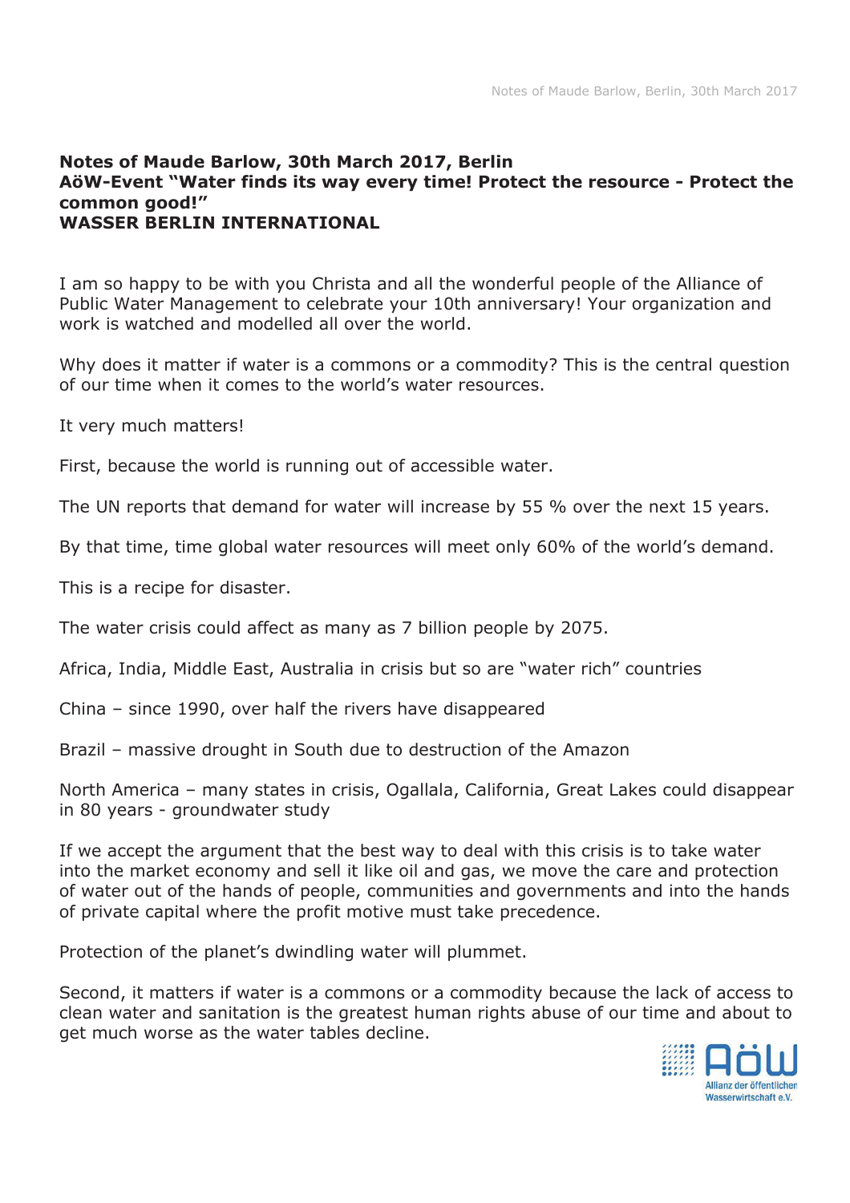**Notes of Maude Barlow, 30th March 2017, Berlin**
**AöW-Event "Water finds its way every time! Protect the resource - Protect the common good!"**
**WASSER BERLIN INTERNATIONAL**

I am so happy to be with you Christa and all the wonderful people of the Alliance of Public Water Management to celebrate your 10th anniversary! Your organization and work is watched and modelled all over the world.

Why does it matter if water is a commons or a commodity? This is the central question of our time when it comes to the world's water resources.

It very much matters!

First, because the world is running out of accessible water.

The UN reports that demand for water will increase by 55 % over the next 15 years.

By that time, time global water resources will meet only 60% of the world's demand.

This is a recipe for disaster.

The water crisis could affect as many as 7 billion people by 2075.

Africa, India, Middle East, Australia in crisis but so are "water rich" countries

China – since 1990, over half the rivers have disappeared

Brazil – massive drought in South due to destruction of the Amazon

North America – many states in crisis, Ogallala, California, Great Lakes could disappear in 80 years - groundwater study

If we accept the argument that the best way to deal with this crisis is to take water into the market economy and sell it like oil and gas, we move the care and protection of water out of the hands of people, communities and governments and into the hands of private capital where the profit motive must take precedence.

Protection of the planet's dwindling water will plummet.

Second, it matters if water is a commons or a commodity because the lack of access to clean water and sanitation is the greatest human rights abuse of our time and about to get much worse as the water tables decline.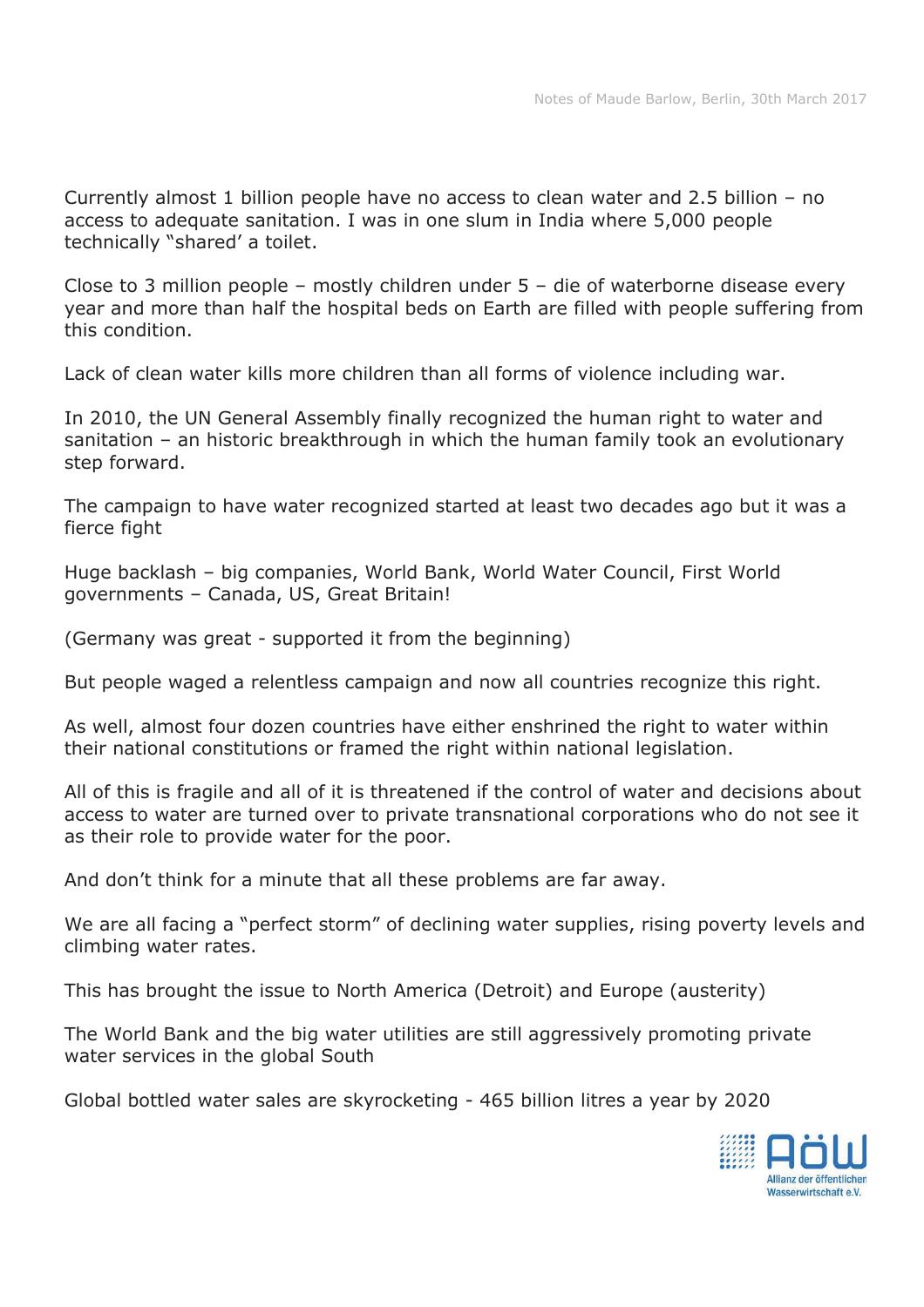Currently almost 1 billion people have no access to clean water and 2.5 billion – no access to adequate sanitation. I was in one slum in India where 5,000 people technically "shared' a toilet.

Close to 3 million people – mostly children under 5 – die of waterborne disease every year and more than half the hospital beds on Earth are filled with people suffering from this condition.

Lack of clean water kills more children than all forms of violence including war.

In 2010, the UN General Assembly finally recognized the human right to water and sanitation – an historic breakthrough in which the human family took an evolutionary step forward.

The campaign to have water recognized started at least two decades ago but it was a fierce fight

Huge backlash – big companies, World Bank, World Water Council, First World governments – Canada, US, Great Britain!

(Germany was great - supported it from the beginning)

But people waged a relentless campaign and now all countries recognize this right.

As well, almost four dozen countries have either enshrined the right to water within their national constitutions or framed the right within national legislation.

All of this is fragile and all of it is threatened if the control of water and decisions about access to water are turned over to private transnational corporations who do not see it as their role to provide water for the poor.

And don't think for a minute that all these problems are far away.

We are all facing a "perfect storm" of declining water supplies, rising poverty levels and climbing water rates.

This has brought the issue to North America (Detroit) and Europe (austerity)

The World Bank and the big water utilities are still aggressively promoting private water services in the global South

Global bottled water sales are skyrocketing - 465 billion litres a year by 2020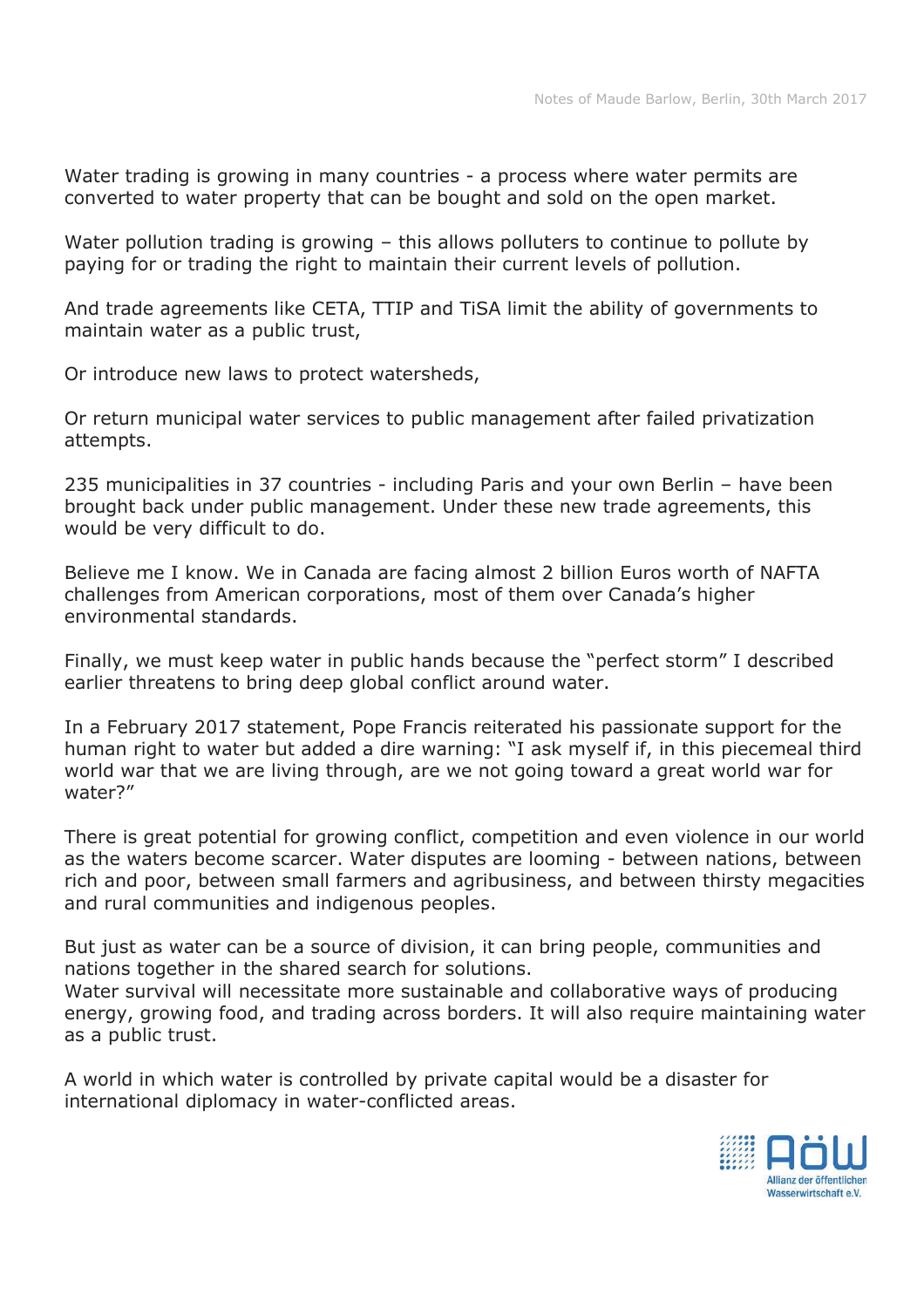Water trading is growing in many countries - a process where water permits are converted to water property that can be bought and sold on the open market.

Water pollution trading is growing – this allows polluters to continue to pollute by paying for or trading the right to maintain their current levels of pollution.

And trade agreements like CETA, TTIP and TiSA limit the ability of governments to maintain water as a public trust,

Or introduce new laws to protect watersheds,

Or return municipal water services to public management after failed privatization attempts.

235 municipalities in 37 countries - including Paris and your own Berlin – have been brought back under public management. Under these new trade agreements, this would be very difficult to do.

Believe me I know. We in Canada are facing almost 2 billion Euros worth of NAFTA challenges from American corporations, most of them over Canada's higher environmental standards.

Finally, we must keep water in public hands because the "perfect storm" I described earlier threatens to bring deep global conflict around water.

In a February 2017 statement, Pope Francis reiterated his passionate support for the human right to water but added a dire warning: "I ask myself if, in this piecemeal third world war that we are living through, are we not going toward a great world war for water?"

There is great potential for growing conflict, competition and even violence in our world as the waters become scarcer. Water disputes are looming - between nations, between rich and poor, between small farmers and agribusiness, and between thirsty megacities and rural communities and indigenous peoples.

But just as water can be a source of division, it can bring people, communities and nations together in the shared search for solutions.
Water survival will necessitate more sustainable and collaborative ways of producing energy, growing food, and trading across borders. It will also require maintaining water as a public trust.

A world in which water is controlled by private capital would be a disaster for international diplomacy in water-conflicted areas.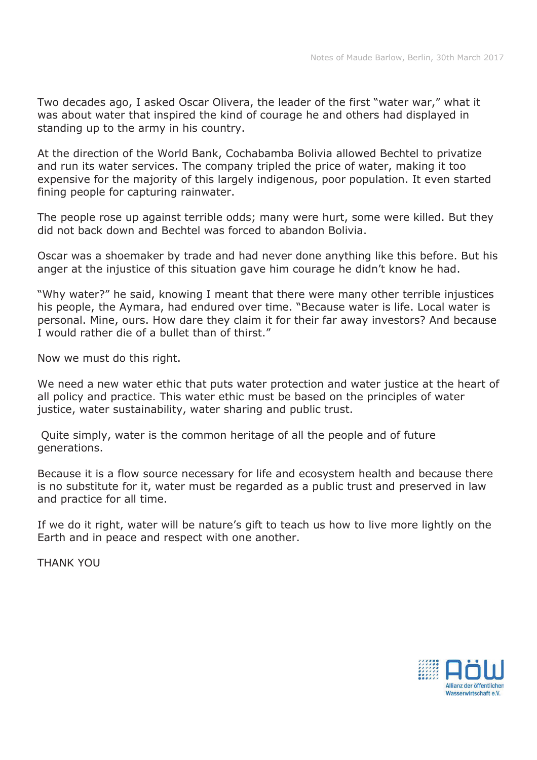Two decades ago, I asked Oscar Olivera, the leader of the first "water war," what it was about water that inspired the kind of courage he and others had displayed in standing up to the army in his country.

At the direction of the World Bank, Cochabamba Bolivia allowed Bechtel to privatize and run its water services. The company tripled the price of water, making it too expensive for the majority of this largely indigenous, poor population. It even started fining people for capturing rainwater.

The people rose up against terrible odds; many were hurt, some were killed. But they did not back down and Bechtel was forced to abandon Bolivia.

Oscar was a shoemaker by trade and had never done anything like this before. But his anger at the injustice of this situation gave him courage he didn't know he had.

"Why water?" he said, knowing I meant that there were many other terrible injustices his people, the Aymara, had endured over time. "Because water is life. Local water is personal. Mine, ours. How dare they claim it for their far away investors? And because I would rather die of a bullet than of thirst."

Now we must do this right.

We need a new water ethic that puts water protection and water justice at the heart of all policy and practice. This water ethic must be based on the principles of water justice, water sustainability, water sharing and public trust.

Quite simply, water is the common heritage of all the people and of future generations.

Because it is a flow source necessary for life and ecosystem health and because there is no substitute for it, water must be regarded as a public trust and preserved in law and practice for all time.

If we do it right, water will be nature's gift to teach us how to live more lightly on the Earth and in peace and respect with one another.

THANK YOU